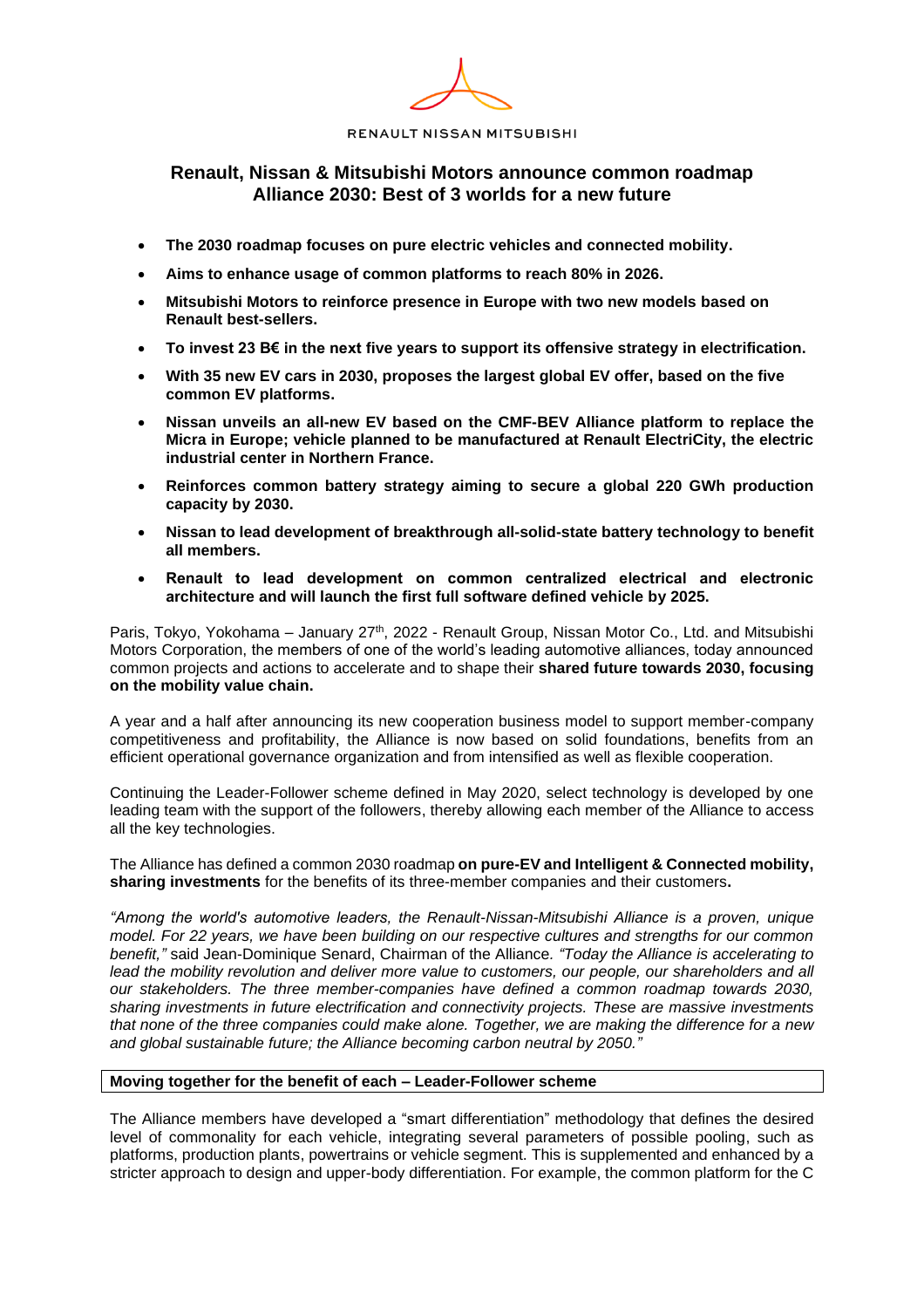RENAULT NISSAN MITSUBISHI

# Renault, Nissan & Mitsubishi Motors announce common roadmap Alliance 2030: Best of 3 worlds for a new future

- **The 2030 roadmap focuses on pure electric vehicles and connected mobility.**
- **Aims to enhance usage of common platforms to reach 80% in 2026.**
- **Mitsubishi Motors to reinforce presence in Europe with two new models based on Renault best-sellers.**
- **To invest 23 B€ in the next five years to support its offensive strategy in electrification.**
- **With 35 new EV cars in 2030, proposes the largest global EV offer, based on the five common EV platforms.**
- **Nissan unveils an all-new EV based on the CMF-BEV Alliance platform to replace the Micra in Europe; vehicle planned to be manufactured at Renault ElectriCity, the electric industrial center in Northern France.**
- **Reinforces common battery strategy aiming to secure a global 220 GWh production capacity by 2030.**
- **Nissan to lead development of breakthrough all-solid-state battery technology to benefit all members.**
- **Renault to lead development on common centralized electrical and electronic architecture and will launch the first full software defined vehicle by 2025.**

Paris, Tokyo, Yokohama – January 27th, 2022 - Renault Group, Nissan Motor Co., Ltd. and Mitsubishi Motors Corporation, the members of one of the world's leading automotive alliances, today announced common projects and actions to accelerate and to shape their **shared future towards 2030, focusing on the mobility value chain.**

A year and a half after announcing its new cooperation business model to support member-company competitiveness and profitability, the Alliance is now based on solid foundations, benefits from an efficient operational governance organization and from intensified as well as flexible cooperation.

Continuing the Leader-Follower scheme defined in May 2020, select technology is developed by one leading team with the support of the followers, thereby allowing each member of the Alliance to access all the key technologies.

The Alliance has defined a common 2030 roadmap **on pure-EV and Intelligent & Connected mobility, sharing investments** for the benefits of its three-member companies and their customers**.**

*"Among the world's automotive leaders, the Renault-Nissan-Mitsubishi Alliance is a proven, unique model. For 22 years, we have been building on our respective cultures and strengths for our common benefit,"* said Jean-Dominique Senard, Chairman of the Alliance. *"Today the Alliance is accelerating to lead the mobility revolution and deliver more value to customers, our people, our shareholders and all our stakeholders. The three member-companies have defined a common roadmap towards 2030, sharing investments in future electrification and connectivity projects. These are massive investments that none of the three companies could make alone. Together, we are making the difference for a new and global sustainable future; the Alliance becoming carbon neutral by 2050."*

## Moving together for the benefit of each – Leader-Follower scheme

The Alliance members have developed a "smart differentiation" methodology that defines the desired level of commonality for each vehicle, integrating several parameters of possible pooling, such as platforms, production plants, powertrains or vehicle segment. This is supplemented and enhanced by a stricter approach to design and upper-body differentiation. For example, the common platform for the C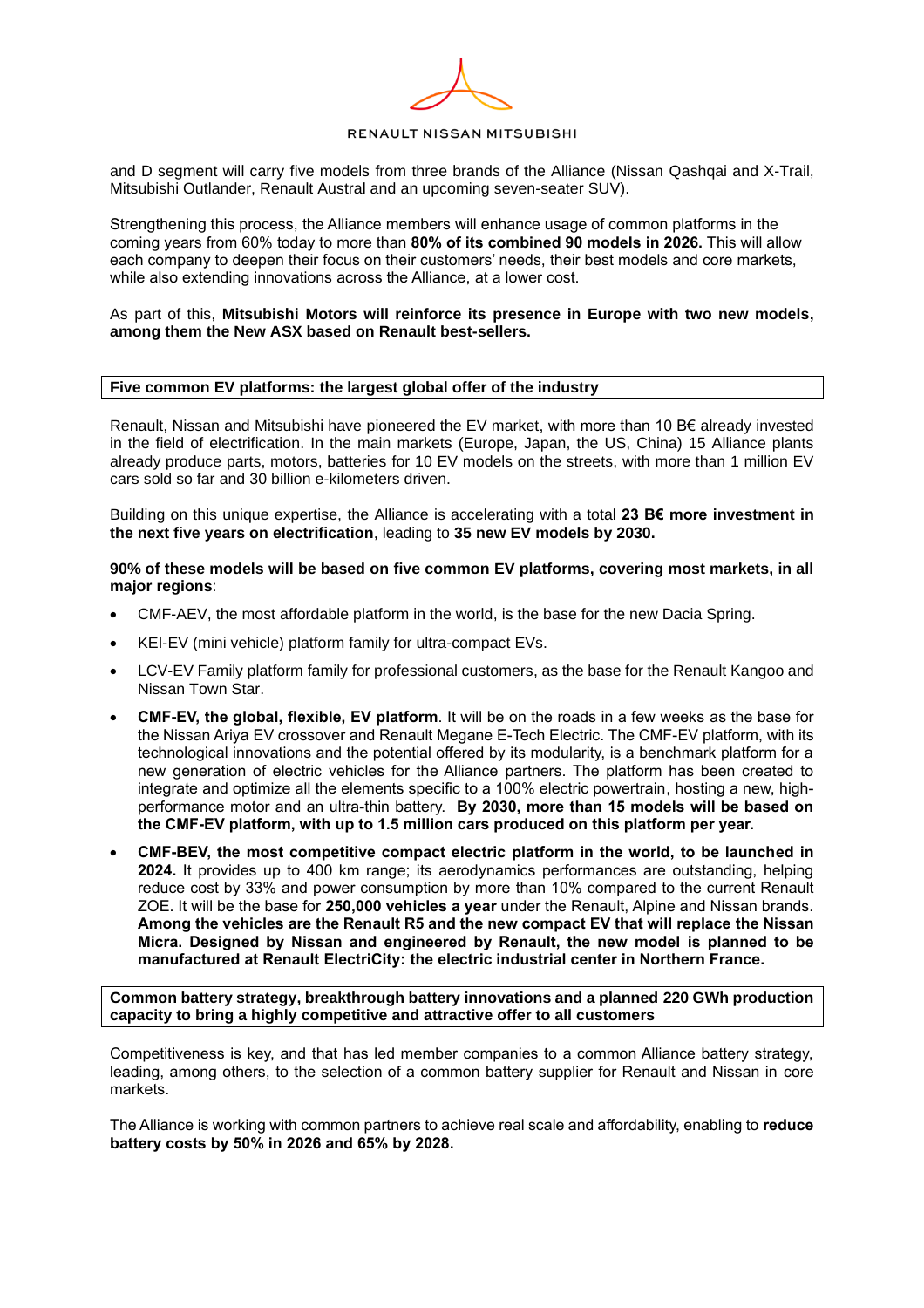and D segment will carry five models from three brands of the Alliance (Nissan Qashqai and X-Trail, Mitsubishi Outlander, Renault Austral and an upcoming seven-seater SUV).

Strengthening this process, the Alliance members will enhance usage of common platforms in the coming years from 60% today to more than **80% of its combined 90 models in 2026.** This will allow each company to deepen their focus on their customers' needs, their best models and core markets, while also extending innovations across the Alliance, at a lower cost.

As part of this, **Mitsubishi Motors will reinforce its presence in Europe with two new models, among them the New ASX based on Renault best-sellers.**

**Five common EV platforms: the largest global offer of the industry**

Renault, Nissan and Mitsubishi have pioneered the EV market, with more than 10 B€ already invested in the field of electrification. In the main markets (Europe, Japan, the US, China) 15 Alliance plants already produce parts, motors, batteries for 10 EV models on the streets, with more than 1 million EV cars sold so far and 30 billion e-kilometers driven.

Building on this unique expertise, the Alliance is accelerating with a total **23 B€ more investment in the next five years on electrification**, leading to **35 new EV models by 2030.**

**90% of these models will be based on five common EV platforms, covering most markets, in all major regions**:

- CMF-AEV, the most affordable platform in the world, is the base for the new Dacia Spring.
- KEI-EV (mini vehicle) platform family for ultra-compact EVs.
- LCV-EV Family platform family for professional customers, as the base for the Renault Kangoo and Nissan Town Star.
- **CMF-EV, the global, flexible, EV platform**. It will be on the roads in a few weeks as the base for the Nissan Ariya EV crossover and Renault Megane E-Tech Electric. The CMF-EV platform, with its technological innovations and the potential offered by its modularity, is a benchmark platform for a new generation of electric vehicles for the Alliance partners. The platform has been created to integrate and optimize all the elements specific to a 100% electric powertrain, hosting a new, high-performance motor and an ultra-thin battery. **By 2030, more than 15 models will be based on the CMF-EV platform, with up to 1.5 million cars produced on this platform per year.**
- **CMF-BEV, the most competitive compact electric platform in the world, to be launched in 2024.** It provides up to 400 km range; its aerodynamics performances are outstanding, helping reduce cost by 33% and power consumption by more than 10% compared to the current Renault ZOE. It will be the base for **250,000 vehicles a year** under the Renault, Alpine and Nissan brands. **Among the vehicles are the Renault R5 and the new compact EV that will replace the Nissan Micra. Designed by Nissan and engineered by Renault, the new model is planned to be manufactured at Renault ElectriCity: the electric industrial center in Northern France.**

**Common battery strategy, breakthrough battery innovations and a planned 220 GWh production capacity to bring a highly competitive and attractive offer to all customers**

Competitiveness is key, and that has led member companies to a common Alliance battery strategy, leading, among others, to the selection of a common battery supplier for Renault and Nissan in core markets.

The Alliance is working with common partners to achieve real scale and affordability, enabling to **reduce battery costs by 50% in 2026 and 65% by 2028.**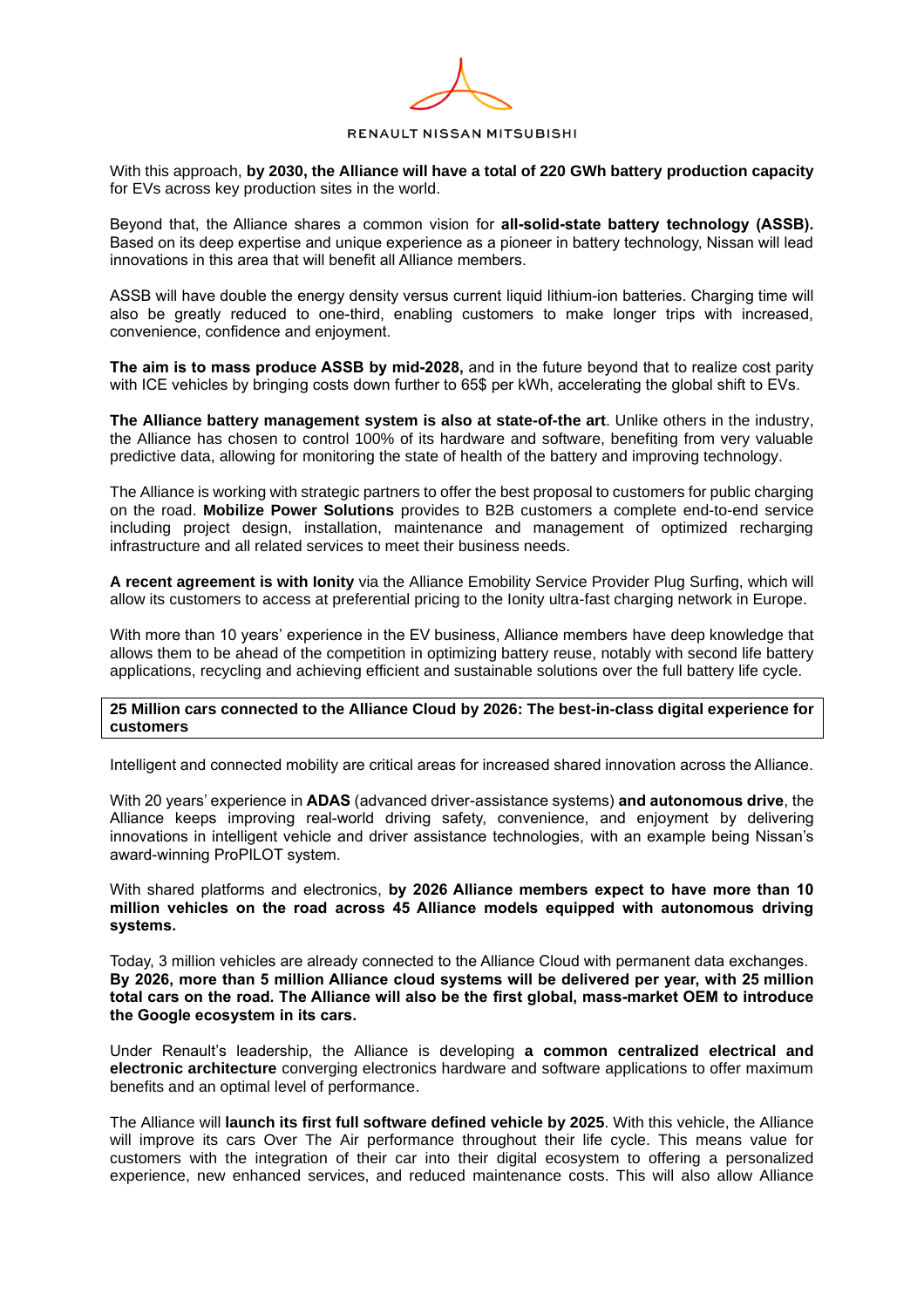With this approach, **by 2030, the Alliance will have a total of 220 GWh battery production capacity** for EVs across key production sites in the world.

Beyond that, the Alliance shares a common vision for **all-solid-state battery technology (ASSB).** Based on its deep expertise and unique experience as a pioneer in battery technology, Nissan will lead innovations in this area that will benefit all Alliance members.

ASSB will have double the energy density versus current liquid lithium-ion batteries. Charging time will also be greatly reduced to one-third, enabling customers to make longer trips with increased, convenience, confidence and enjoyment.

**The aim is to mass produce ASSB by mid-2028,** and in the future beyond that to realize cost parity with ICE vehicles by bringing costs down further to 65$ per kWh, accelerating the global shift to EVs.

**The Alliance battery management system is also at state-of-the art**. Unlike others in the industry, the Alliance has chosen to control 100% of its hardware and software, benefiting from very valuable predictive data, allowing for monitoring the state of health of the battery and improving technology.

The Alliance is working with strategic partners to offer the best proposal to customers for public charging on the road. **Mobilize Power Solutions** provides to B2B customers a complete end-to-end service including project design, installation, maintenance and management of optimized recharging infrastructure and all related services to meet their business needs.

**A recent agreement is with Ionity** via the Alliance Emobility Service Provider Plug Surfing, which will allow its customers to access at preferential pricing to the Ionity ultra-fast charging network in Europe.

With more than 10 years' experience in the EV business, Alliance members have deep knowledge that allows them to be ahead of the competition in optimizing battery reuse, notably with second life battery applications, recycling and achieving efficient and sustainable solutions over the full battery life cycle.

**25 Million cars connected to the Alliance Cloud by 2026: The best-in-class digital experience for customers**

Intelligent and connected mobility are critical areas for increased shared innovation across the Alliance.

With 20 years' experience in **ADAS** (advanced driver-assistance systems) **and autonomous drive**, the Alliance keeps improving real-world driving safety, convenience, and enjoyment by delivering innovations in intelligent vehicle and driver assistance technologies, with an example being Nissan's award-winning ProPILOT system.

With shared platforms and electronics, **by 2026 Alliance members expect to have more than 10 million vehicles on the road across 45 Alliance models equipped with autonomous driving systems.**

Today, 3 million vehicles are already connected to the Alliance Cloud with permanent data exchanges. **By 2026, more than 5 million Alliance cloud systems will be delivered per year, with 25 million total cars on the road. The Alliance will also be the first global, mass-market OEM to introduce the Google ecosystem in its cars.**

Under Renault's leadership, the Alliance is developing **a common centralized electrical and electronic architecture** converging electronics hardware and software applications to offer maximum benefits and an optimal level of performance.

The Alliance will **launch its first full software defined vehicle by 2025**. With this vehicle, the Alliance will improve its cars Over The Air performance throughout their life cycle. This means value for customers with the integration of their car into their digital ecosystem to offering a personalized experience, new enhanced services, and reduced maintenance costs. This will also allow Alliance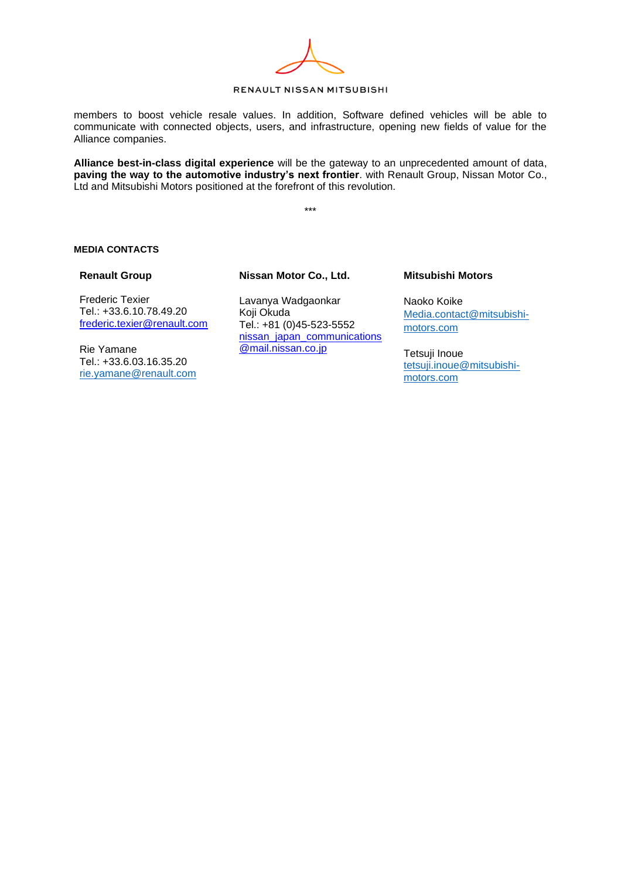members to boost vehicle resale values. In addition, Software defined vehicles will be able to communicate with connected objects, users, and infrastructure, opening new fields of value for the Alliance companies.

**Alliance best-in-class digital experience** will be the gateway to an unprecedented amount of data, **paving the way to the automotive industry's next frontier**. with Renault Group, Nissan Motor Co., Ltd and Mitsubishi Motors positioned at the forefront of this revolution.

***

**MEDIA CONTACTS**

**Renault Group**

Frederic Texier
Tel.: +33.6.10.78.49.20
frederic.texier@renault.com

Rie Yamane
Tel.: +33.6.03.16.35.20
rie.yamane@renault.com

**Nissan Motor Co., Ltd.**

Lavanya Wadgaonkar
Koji Okuda
Tel.: +81 (0)45-523-5552
nissan_japan_communications@mail.nissan.co.jp

**Mitsubishi Motors**

Naoko Koike
Media.contact@mitsubishi-motors.com

Tetsuji Inoue
tetsuji.inoue@mitsubishi-motors.com